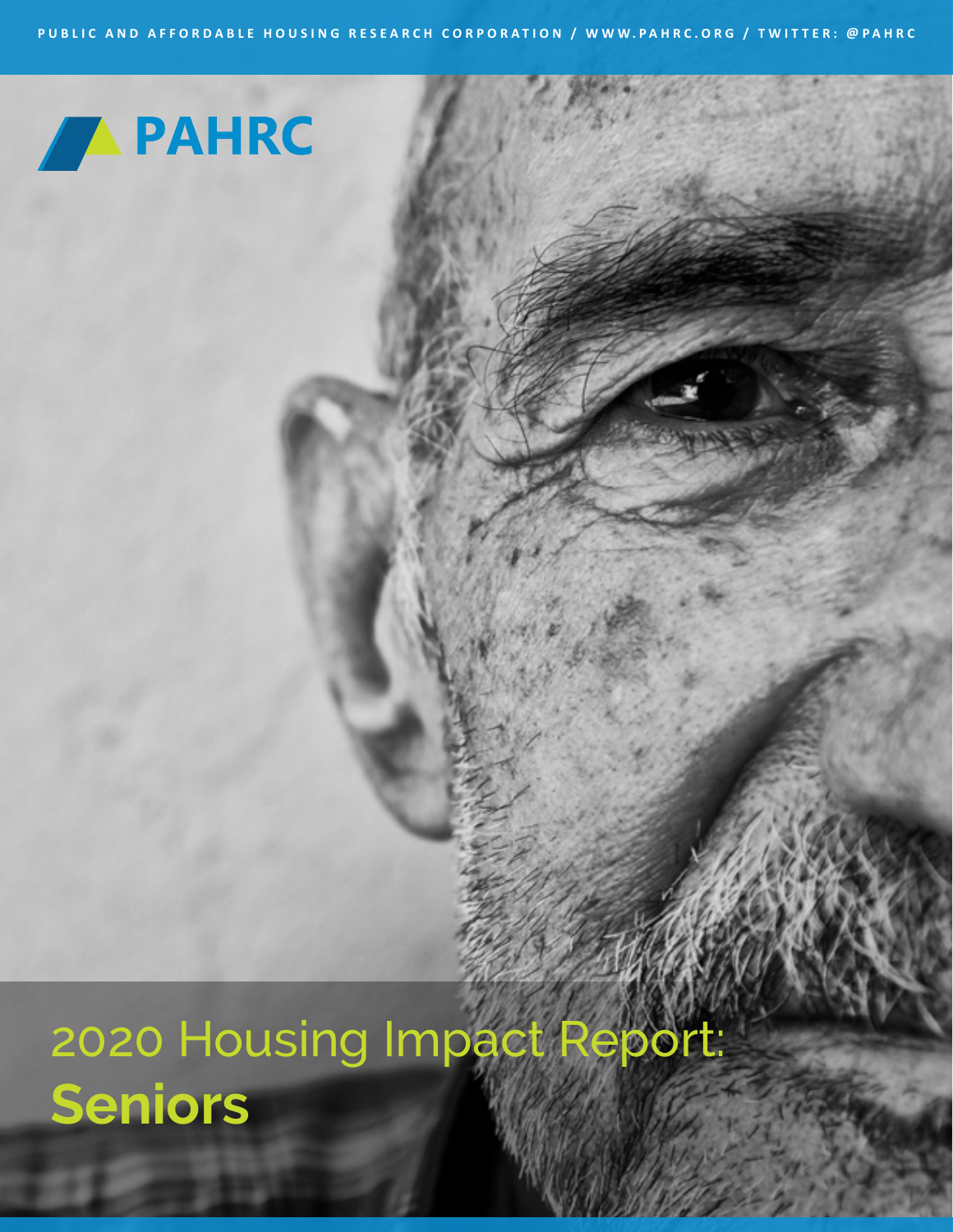PUBLIC AND AFFORDABLE HOUSING RESEARCH CORPORATION / WWW.PAHRC.ORG / TWITTER: @PAHRC

PAHRC

# 2020 Housing Impact Report: **Seniors**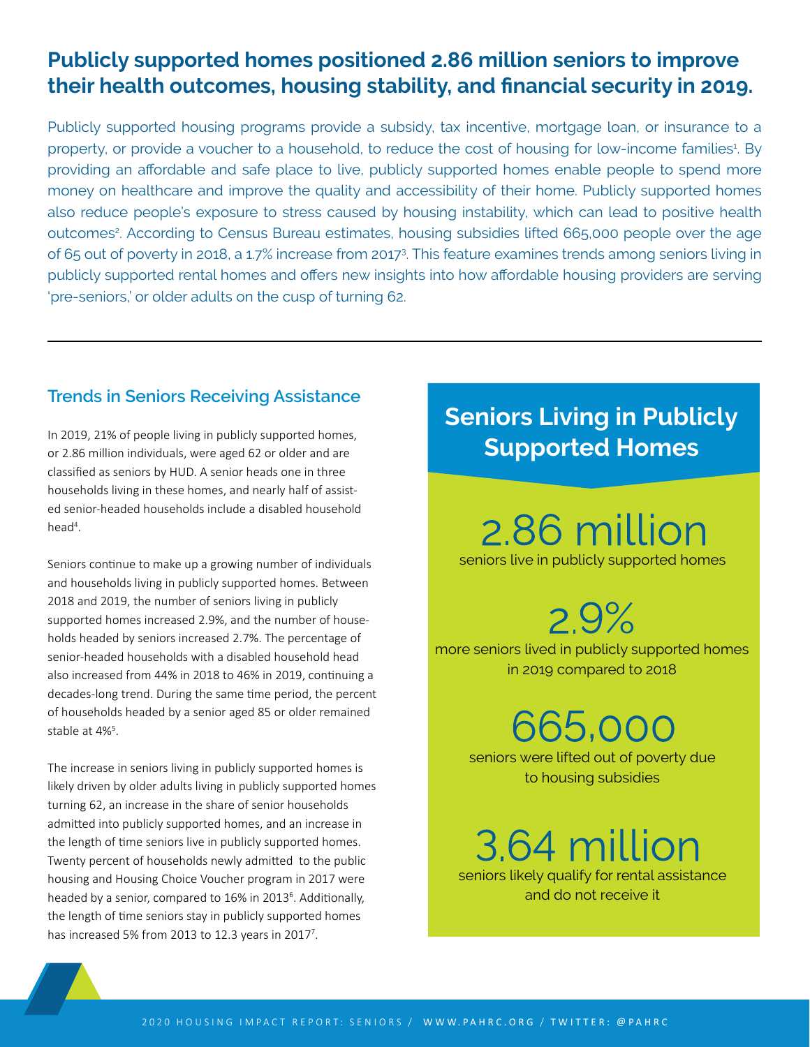## Publicly supported homes positioned 2.86 million seniors to improve their health outcomes, housing stability, and financial security in 2019.

Publicly supported housing programs provide a subsidy, tax incentive, mortgage loan, or insurance to a property, or provide a voucher to a household, to reduce the cost of housing for low-income families[1]. By providing an affordable and safe place to live, publicly supported homes enable people to spend more money on healthcare and improve the quality and accessibility of their home. Publicly supported homes also reduce people's exposure to stress caused by housing instability, which can lead to positive health outcomes[2]. According to Census Bureau estimates, housing subsidies lifted 665,000 people over the age of 65 out of poverty in 2018, a 1.7% increase from 2017[3]. This feature examines trends among seniors living in publicly supported rental homes and offers new insights into how affordable housing providers are serving 'pre-seniors,' or older adults on the cusp of turning 62.

---

### Trends in Seniors Receiving Assistance

In 2019, 21% of people living in publicly supported homes, or 2.86 million individuals, were aged 62 or older and are classified as seniors by HUD. A senior heads one in three households living in these homes, and nearly half of assisted senior-headed households include a disabled household head[4].

Seniors continue to make up a growing number of individuals and households living in publicly supported homes. Between 2018 and 2019, the number of seniors living in publicly supported homes increased 2.9%, and the number of households headed by seniors increased 2.7%. The percentage of senior-headed households with a disabled household head also increased from 44% in 2018 to 46% in 2019, continuing a decades-long trend. During the same time period, the percent of households headed by a senior aged 85 or older remained stable at 4%[5].

The increase in seniors living in publicly supported homes is likely driven by older adults living in publicly supported homes turning 62, an increase in the share of senior households admitted into publicly supported homes, and an increase in the length of time seniors live in publicly supported homes. Twenty percent of households newly admitted to the public housing and Housing Choice Voucher program in 2017 were headed by a senior, compared to 16% in 2013[6]. Additionally, the length of time seniors stay in publicly supported homes has increased 5% from 2013 to 12.3 years in 2017[7].

### Seniors Living in Publicly Supported Homes

**2.86 million**
seniors live in publicly supported homes

**2.9%**
more seniors lived in publicly supported homes in 2019 compared to 2018

**665,000**
seniors were lifted out of poverty due to housing subsidies

**3.64 million**
seniors likely qualify for rental assistance and do not receive it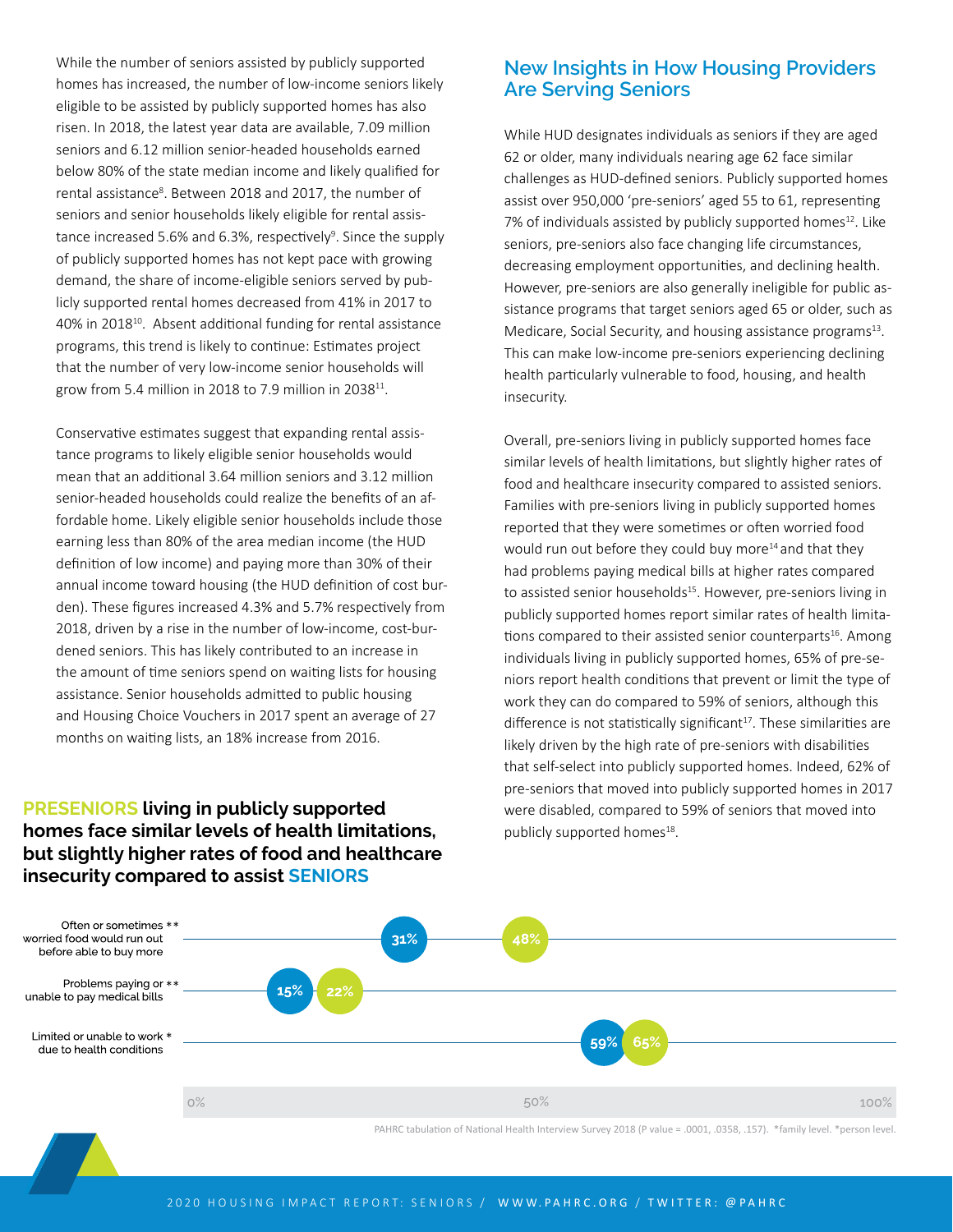While the number of seniors assisted by publicly supported homes has increased, the number of low-income seniors likely eligible to be assisted by publicly supported homes has also risen. In 2018, the latest year data are available, 7.09 million seniors and 6.12 million senior-headed households earned below 80% of the state median income and likely qualified for rental assistance[8]. Between 2018 and 2017, the number of seniors and senior households likely eligible for rental assistance increased 5.6% and 6.3%, respectively[9]. Since the supply of publicly supported homes has not kept pace with growing demand, the share of income-eligible seniors served by publicly supported rental homes decreased from 41% in 2017 to 40% in 2018[10]. Absent additional funding for rental assistance programs, this trend is likely to continue: Estimates project that the number of very low-income senior households will grow from 5.4 million in 2018 to 7.9 million in 2038[11].

Conservative estimates suggest that expanding rental assistance programs to likely eligible senior households would mean that an additional 3.64 million seniors and 3.12 million senior-headed households could realize the benefits of an affordable home. Likely eligible senior households include those earning less than 80% of the area median income (the HUD definition of low income) and paying more than 30% of their annual income toward housing (the HUD definition of cost burden). These figures increased 4.3% and 5.7% respectively from 2018, driven by a rise in the number of low-income, cost-burdened seniors. This has likely contributed to an increase in the amount of time seniors spend on waiting lists for housing assistance. Senior households admitted to public housing and Housing Choice Vouchers in 2017 spent an average of 27 months on waiting lists, an 18% increase from 2016.

## New Insights in How Housing Providers Are Serving Seniors

While HUD designates individuals as seniors if they are aged 62 or older, many individuals nearing age 62 face similar challenges as HUD-defined seniors. Publicly supported homes assist over 950,000 'pre-seniors' aged 55 to 61, representing 7% of individuals assisted by publicly supported homes[12]. Like seniors, pre-seniors also face changing life circumstances, decreasing employment opportunities, and declining health. However, pre-seniors are also generally ineligible for public assistance programs that target seniors aged 65 or older, such as Medicare, Social Security, and housing assistance programs[13]. This can make low-income pre-seniors experiencing declining health particularly vulnerable to food, housing, and health insecurity.

Overall, pre-seniors living in publicly supported homes face similar levels of health limitations, but slightly higher rates of food and healthcare insecurity compared to assisted seniors. Families with pre-seniors living in publicly supported homes reported that they were sometimes or often worried food would run out before they could buy more[14] and that they had problems paying medical bills at higher rates compared to assisted senior households[15]. However, pre-seniors living in publicly supported homes report similar rates of health limitations compared to their assisted senior counterparts[16]. Among individuals living in publicly supported homes, 65% of pre-seniors report health conditions that prevent or limit the type of work they can do compared to 59% of seniors, although this difference is not statistically significant[17]. These similarities are likely driven by the high rate of pre-seniors with disabilities that self-select into publicly supported homes. Indeed, 62% of pre-seniors that moved into publicly supported homes in 2017 were disabled, compared to 59% of seniors that moved into publicly supported homes[18].

### PRESENIORS living in publicly supported homes face similar levels of health limitations, but slightly higher rates of food and healthcare insecurity compared to assist SENIORS

| | Seniors | Preseniors |
|---|---|---|
| Often or sometimes worried food would run out before able to buy more ** | 31% | 48% |
| Problems paying or unable to pay medical bills ** | 15% | 22% |
| Limited or unable to work due to health conditions * | 59% | 65% |

PAHRC tabulation of National Health Interview Survey 2018 (P value = .0001, .0358, .157). *family level. *person level.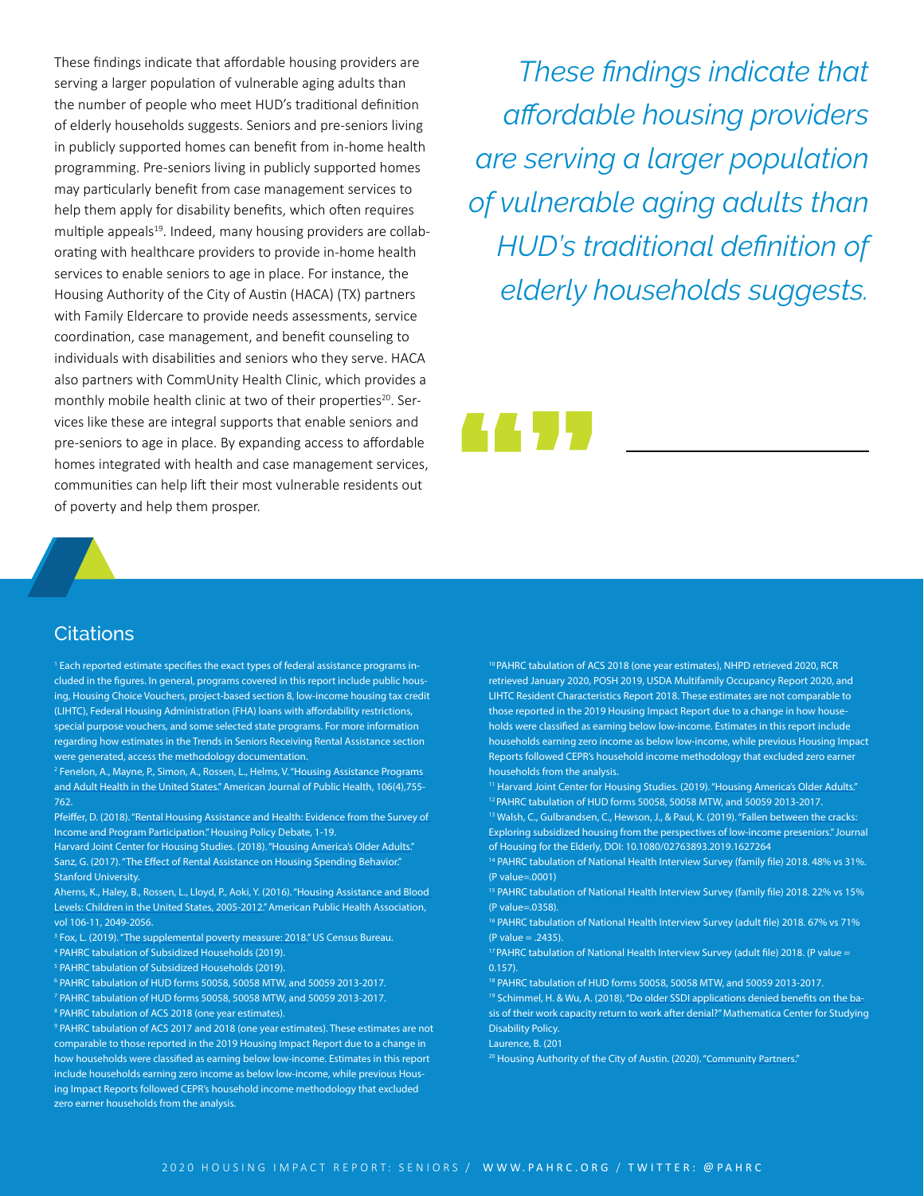These findings indicate that affordable housing providers are serving a larger population of vulnerable aging adults than the number of people who meet HUD's traditional definition of elderly households suggests. Seniors and pre-seniors living in publicly supported homes can benefit from in-home health programming. Pre-seniors living in publicly supported homes may particularly benefit from case management services to help them apply for disability benefits, which often requires multiple appeals[19]. Indeed, many housing providers are collaborating with healthcare providers to provide in-home health services to enable seniors to age in place. For instance, the Housing Authority of the City of Austin (HACA) (TX) partners with Family Eldercare to provide needs assessments, service coordination, case management, and benefit counseling to individuals with disabilities and seniors who they serve. HACA also partners with CommUnity Health Clinic, which provides a monthly mobile health clinic at two of their properties[20]. Services like these are integral supports that enable seniors and pre-seniors to age in place. By expanding access to affordable homes integrated with health and case management services, communities can help lift their most vulnerable residents out of poverty and help them prosper.

> *These findings indicate that affordable housing providers are serving a larger population of vulnerable aging adults than HUD's traditional definition of elderly households suggests.*

## Citations

[1] Each reported estimate specifies the exact types of federal assistance programs included in the figures. In general, programs covered in this report include public housing, Housing Choice Vouchers, project-based section 8, low-income housing tax credit (LIHTC), Federal Housing Administration (FHA) loans with affordability restrictions, special purpose vouchers, and some selected state programs. For more information regarding how estimates in the Trends in Seniors Receiving Rental Assistance section were generated, access the methodology documentation.

[2] Fenelon, A., Mayne, P., Simon, A., Rossen, L., Helms, V. "Housing Assistance Programs and Adult Health in the United States." American Journal of Public Health, 106(4),755-762.

Pfeiffer, D. (2018). "Rental Housing Assistance and Health: Evidence from the Survey of Income and Program Participation." Housing Policy Debate, 1-19.

Harvard Joint Center for Housing Studies. (2018). "Housing America's Older Adults."

Sanz, G. (2017). "The Effect of Rental Assistance on Housing Spending Behavior." Stanford University.

Aherns, K., Haley, B., Rossen, L., Lloyd, P., Aoki, Y. (2016). "Housing Assistance and Blood Levels: Children in the United States, 2005-2012." American Public Health Association, vol 106-11, 2049-2056.

[3] Fox, L. (2019). "The supplemental poverty measure: 2018." US Census Bureau.

[4] PAHRC tabulation of Subsidized Households (2019).

[5] PAHRC tabulation of Subsidized Households (2019).

[6] PAHRC tabulation of HUD forms 50058, 50058 MTW, and 50059 2013-2017.

[7] PAHRC tabulation of HUD forms 50058, 50058 MTW, and 50059 2013-2017.

[8] PAHRC tabulation of ACS 2018 (one year estimates).

[9] PAHRC tabulation of ACS 2017 and 2018 (one year estimates). These estimates are not comparable to those reported in the 2019 Housing Impact Report due to a change in how households were classified as earning below low-income. Estimates in this report include households earning zero income as below low-income, while previous Housing Impact Reports followed CEPR's household income methodology that excluded zero earner households from the analysis.

[10] PAHRC tabulation of ACS 2018 (one year estimates), NHPD retrieved 2020, RCR retrieved January 2020, POSH 2019, USDA Multifamily Occupancy Report 2020, and LIHTC Resident Characteristics Report 2018. These estimates are not comparable to those reported in the 2019 Housing Impact Report due to a change in how households were classified as earning below low-income. Estimates in this report include households earning zero income as below low-income, while previous Housing Impact Reports followed CEPR's household income methodology that excluded zero earner households from the analysis.

[11] Harvard Joint Center for Housing Studies. (2019). "Housing America's Older Adults."

[12] PAHRC tabulation of HUD forms 50058, 50058 MTW, and 50059 2013-2017.

[13] Walsh, C., Gulbrandsen, C., Hewson, J., & Paul, K. (2019). "Fallen between the cracks: Exploring subsidized housing from the perspectives of low-income presenior." Journal of Housing for the Elderly, DOI: 10.1080/02763893.2019.1627264

[14] PAHRC tabulation of National Health Interview Survey (family file) 2018. 48% vs 31%. (P value=.0001)

[15] PAHRC tabulation of National Health Interview Survey (family file) 2018. 22% vs 15% (P value=.0358).

[16] PAHRC tabulation of National Health Interview Survey (adult file) 2018. 67% vs 71% (P value = .2435).

[17] PAHRC tabulation of National Health Interview Survey (adult file) 2018. (P value = 0.157).

[18] PAHRC tabulation of HUD forms 50058, 50058 MTW, and 50059 2013-2017.

[19] Schimmel, H. & Wu, A. (2018). "Do older SSDI applications denied benefits on the basis of their work capacity return to work after denial?" Mathematica Center for Studying Disability Policy.

Laurence, B. (201

[20] Housing Authority of the City of Austin. (2020). "Community Partners."